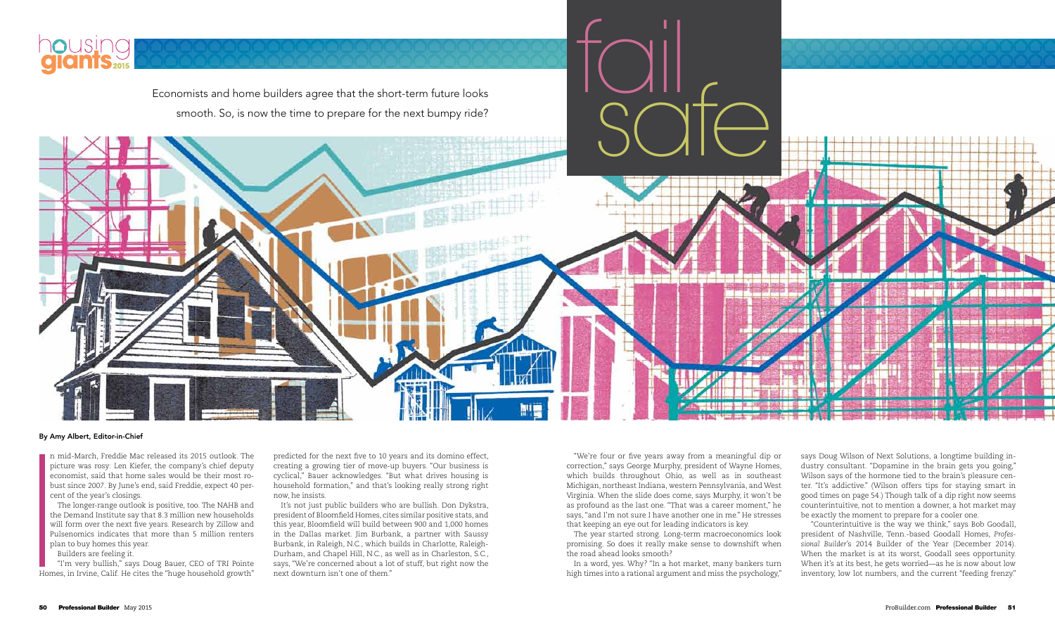# fail safe

Economists and home builders agree that the short-term future looks smooth. So, is now the time to prepare for the next bumpy ride?

**By Amy Albert, Editor-in-Chief**

In mid-March, Freddie Mac released its 2015 outlook. The picture was rosy: Len Kiefer, the company's chief deputy economist, said that home sales would be their most robust since 2007. By June's end, said Freddie, expect 40 percent of the year's closings.

The longer-range outlook is positive, too. The NAHB and the Demand Institute say that 8.3 million new households will form over the next five years. Research by Zillow and Pulsenomics indicates that more than 5 million renters plan to buy homes this year.

Builders are feeling it.

"I'm very bullish," says Doug Bauer, CEO of TRI Pointe Homes, in Irvine, Calif. He cites the "huge household growth" predicted for the next five to 10 years and its domino effect, creating a growing tier of move-up buyers. "Our business is cyclical," Bauer acknowledges. "But what drives housing is household formation," and that's looking really strong right now, he insists.

It's not just public builders who are bullish. Don Dykstra, president of Bloomfield Homes, cites similar positive stats, and this year, Bloomfield will build between 900 and 1,000 homes in the Dallas market. Jim Burbank, a partner with Saussy Burbank, in Raleigh, N.C., which builds in Charlotte, Raleigh-Durham, and Chapel Hill, N.C., as well as in Charleston, S.C., says, "We're concerned about a lot of stuff, but right now the next downturn isn't one of them."

"We're four or five years away from a meaningful dip or correction," says George Murphy, president of Wayne Homes, which builds throughout Ohio, as well as in southeast Michigan, northeast Indiana, western Pennsylvania, and West Virginia. When the slide does come, says Murphy, it won't be as profound as the last one. "That was a career moment," he says, "and I'm not sure I have another one in me." He stresses that keeping an eye out for leading indicators is key.

The year started strong. Long-term macroeconomics look promising. So does it really make sense to downshift when the road ahead looks smooth?

In a word, yes. Why? "In a hot market, many bankers turn high times into a rational argument and miss the psychology," says Doug Wilson of Next Solutions, a longtime building industry consultant. "Dopamine in the brain gets you going," Wilson says of the hormone tied to the brain's pleasure center. "It's addictive." (Wilson offers tips for staying smart in good times on page 54.) Though talk of a dip right now seems counterintuitive, not to mention a downer, a hot market may be exactly the moment to prepare for a cooler one.

"Counterintuitive is the way we think," says Bob Goodall, president of Nashville, Tenn.-based Goodall Homes, *Professional Builder's* 2014 Builder of the Year (December 2014). When the market is at its worst, Goodall sees opportunity. When it's at its best, he gets worried—as he is now about low inventory, low lot numbers, and the current "feeding frenzy."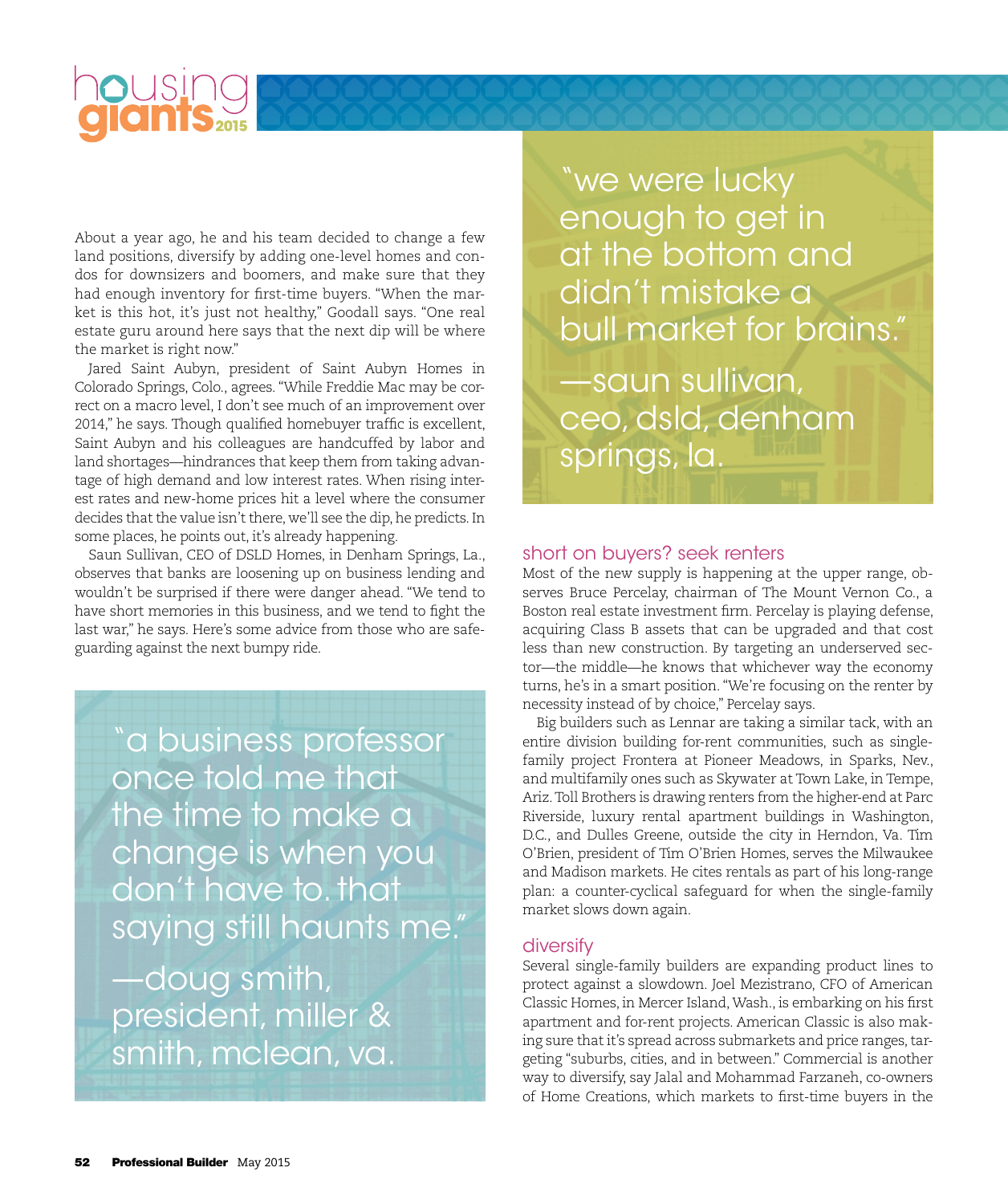About a year ago, he and his team decided to change a few land positions, diversify by adding one-level homes and condos for downsizers and boomers, and make sure that they had enough inventory for first-time buyers. "When the market is this hot, it's just not healthy," Goodall says. "One real estate guru around here says that the next dip will be where the market is right now."

Jared Saint Aubyn, president of Saint Aubyn Homes in Colorado Springs, Colo., agrees. "While Freddie Mac may be correct on a macro level, I don't see much of an improvement over 2014," he says. Though qualified homebuyer traffic is excellent, Saint Aubyn and his colleagues are handcuffed by labor and land shortages—hindrances that keep them from taking advantage of high demand and low interest rates. When rising interest rates and new-home prices hit a level where the consumer decides that the value isn't there, we'll see the dip, he predicts. In some places, he points out, it's already happening.

Saun Sullivan, CEO of DSLD Homes, in Denham Springs, La., observes that banks are loosening up on business lending and wouldn't be surprised if there were danger ahead. "We tend to have short memories in this business, and we tend to fight the last war," he says. Here's some advice from those who are safeguarding against the next bumpy ride.

> "a business professor once told me that the time to make a change is when you don't have to. that saying still haunts me."
>
> —doug smith, president, miller & smith, mclean, va.

> "we were lucky enough to get in at the bottom and didn't mistake a bull market for brains."
>
> —saun sullivan, ceo, dsld, denham springs, la.

## short on buyers? seek renters

Most of the new supply is happening at the upper range, observes Bruce Percelay, chairman of The Mount Vernon Co., a Boston real estate investment firm. Percelay is playing defense, acquiring Class B assets that can be upgraded and that cost less than new construction. By targeting an underserved sector—the middle—he knows that whichever way the economy turns, he's in a smart position. "We're focusing on the renter by necessity instead of by choice," Percelay says.

Big builders such as Lennar are taking a similar tack, with an entire division building for-rent communities, such as single-family project Frontera at Pioneer Meadows, in Sparks, Nev., and multifamily ones such as Skywater at Town Lake, in Tempe, Ariz. Toll Brothers is drawing renters from the higher-end at Parc Riverside, luxury rental apartment buildings in Washington, D.C., and Dulles Greene, outside the city in Herndon, Va. Tim O'Brien, president of Tim O'Brien Homes, serves the Milwaukee and Madison markets. He cites rentals as part of his long-range plan: a counter-cyclical safeguard for when the single-family market slows down again.

## diversify

Several single-family builders are expanding product lines to protect against a slowdown. Joel Mezistrano, CFO of American Classic Homes, in Mercer Island, Wash., is embarking on his first apartment and for-rent projects. American Classic is also making sure that it's spread across submarkets and price ranges, targeting "suburbs, cities, and in between." Commercial is another way to diversify, say Jalal and Mohammad Farzaneh, co-owners of Home Creations, which markets to first-time buyers in the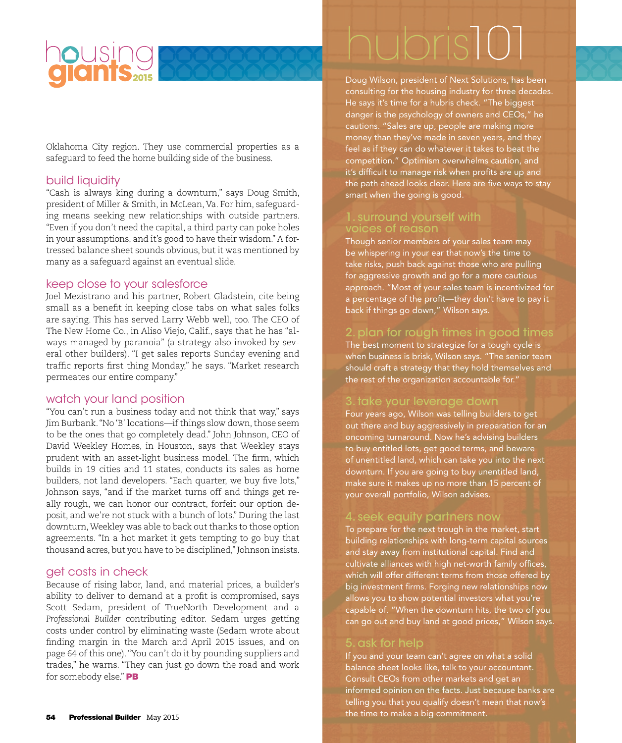Oklahoma City region. They use commercial properties as a safeguard to feed the home building side of the business.

## build liquidity

"Cash is always king during a downturn," says Doug Smith, president of Miller & Smith, in McLean, Va. For him, safeguarding means seeking new relationships with outside partners. "Even if you don't need the capital, a third party can poke holes in your assumptions, and it's good to have their wisdom." A fortressed balance sheet sounds obvious, but it was mentioned by many as a safeguard against an eventual slide.

## keep close to your salesforce

Joel Mezistrano and his partner, Robert Gladstein, cite being small as a benefit in keeping close tabs on what sales folks are saying. This has served Larry Webb well, too. The CEO of The New Home Co., in Aliso Viejo, Calif., says that he has "always managed by paranoia" (a strategy also invoked by several other builders). "I get sales reports Sunday evening and traffic reports first thing Monday," he says. "Market research permeates our entire company."

## watch your land position

"You can't run a business today and not think that way," says Jim Burbank. "No 'B' locations—if things slow down, those seem to be the ones that go completely dead." John Johnson, CEO of David Weekley Homes, in Houston, says that Weekley stays prudent with an asset-light business model. The firm, which builds in 19 cities and 11 states, conducts its sales as home builders, not land developers. "Each quarter, we buy five lots," Johnson says, "and if the market turns off and things get really rough, we can honor our contract, forfeit our option deposit, and we're not stuck with a bunch of lots." During the last downturn, Weekley was able to back out thanks to those option agreements. "In a hot market it gets tempting to go buy that thousand acres, but you have to be disciplined," Johnson insists.

## get costs in check

Because of rising labor, land, and material prices, a builder's ability to deliver to demand at a profit is compromised, says Scott Sedam, president of TrueNorth Development and a *Professional Builder* contributing editor. Sedam urges getting costs under control by eliminating waste (Sedam wrote about finding margin in the March and April 2015 issues, and on page 64 of this one). "You can't do it by pounding suppliers and trades," he warns. "They can just go down the road and work for somebody else." **PB**

# hubris101

Doug Wilson, president of Next Solutions, has been consulting for the housing industry for three decades. He says it's time for a hubris check. "The biggest danger is the psychology of owners and CEOs," he cautions. "Sales are up, people are making more money than they've made in seven years, and they feel as if they can do whatever it takes to beat the competition." Optimism overwhelms caution, and it's difficult to manage risk when profits are up and the path ahead looks clear. Here are five ways to stay smart when the going is good.

### 1. surround yourself with voices of reason

Though senior members of your sales team may be whispering in your ear that now's the time to take risks, push back against those who are pulling for aggressive growth and go for a more cautious approach. "Most of your sales team is incentivized for a percentage of the profit—they don't have to pay it back if things go down," Wilson says.

### 2. plan for rough times in good times

The best moment to strategize for a tough cycle is when business is brisk, Wilson says. "The senior team should craft a strategy that they hold themselves and the rest of the organization accountable for."

### 3. take your leverage down

Four years ago, Wilson was telling builders to get out there and buy aggressively in preparation for an oncoming turnaround. Now he's advising builders to buy entitled lots, get good terms, and beware of unentitled land, which can take you into the next downturn. If you are going to buy unentitled land, make sure it makes up no more than 15 percent of your overall portfolio, Wilson advises.

### 4. seek equity partners now

To prepare for the next trough in the market, start building relationships with long-term capital sources and stay away from institutional capital. Find and cultivate alliances with high net-worth family offices, which will offer different terms from those offered by big investment firms. Forging new relationships now allows you to show potential investors what you're capable of. "When the downturn hits, the two of you can go out and buy land at good prices," Wilson says.

### 5. ask for help

If you and your team can't agree on what a solid balance sheet looks like, talk to your accountant. Consult CEOs from other markets and get an informed opinion on the facts. Just because banks are telling you that you qualify doesn't mean that now's the time to make a big commitment.